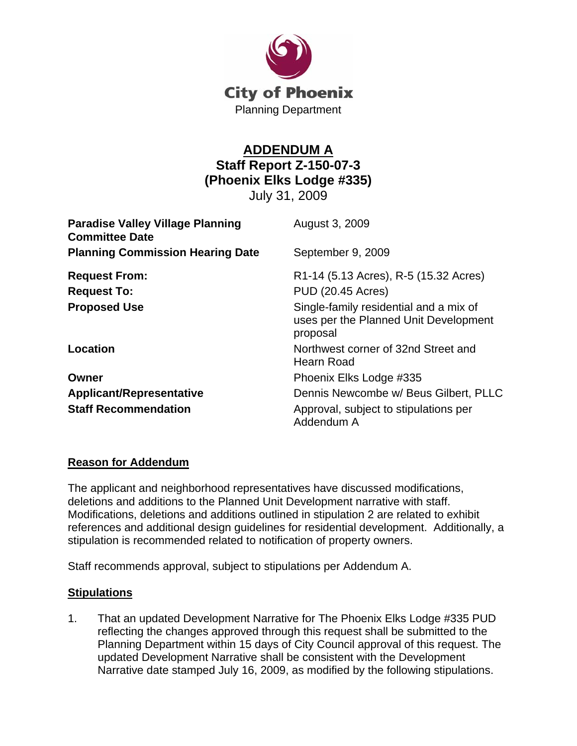City of Phoenix
Planning Department

# ADDENDUM A
## Staff Report Z-150-07-3
## (Phoenix Elks Lodge #335)
July 31, 2009

| | |
|---|---|
| **Paradise Valley Village Planning Committee Date** | August 3, 2009 |
| **Planning Commission Hearing Date** | September 9, 2009 |
| **Request From:** | R1-14 (5.13 Acres), R-5 (15.32 Acres) |
| **Request To:** | PUD (20.45 Acres) |
| **Proposed Use** | Single-family residential and a mix of uses per the Planned Unit Development proposal |
| **Location** | Northwest corner of 32nd Street and Hearn Road |
| **Owner** | Phoenix Elks Lodge #335 |
| **Applicant/Representative** | Dennis Newcombe w/ Beus Gilbert, PLLC |
| **Staff Recommendation** | Approval, subject to stipulations per Addendum A |

**Reason for Addendum**

The applicant and neighborhood representatives have discussed modifications, deletions and additions to the Planned Unit Development narrative with staff. Modifications, deletions and additions outlined in stipulation 2 are related to exhibit references and additional design guidelines for residential development. Additionally, a stipulation is recommended related to notification of property owners.

Staff recommends approval, subject to stipulations per Addendum A.

**Stipulations**

1. That an updated Development Narrative for The Phoenix Elks Lodge #335 PUD reflecting the changes approved through this request shall be submitted to the Planning Department within 15 days of City Council approval of this request. The updated Development Narrative shall be consistent with the Development Narrative date stamped July 16, 2009, as modified by the following stipulations.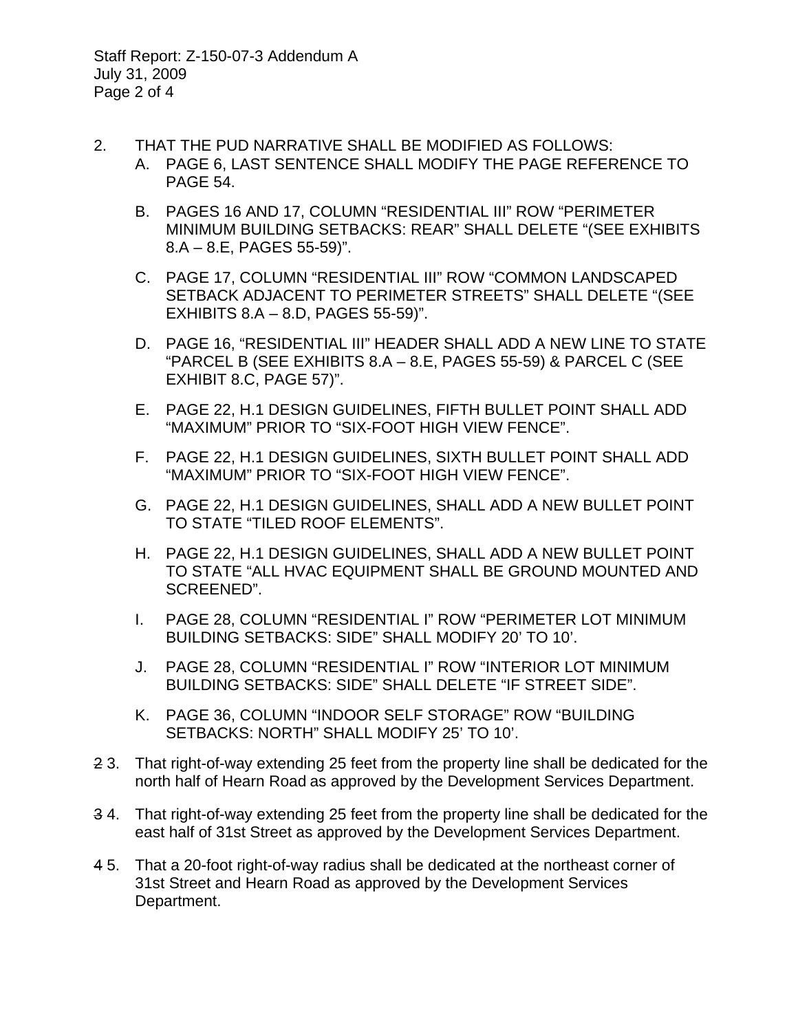2. THAT THE PUD NARRATIVE SHALL BE MODIFIED AS FOLLOWS:

   A. PAGE 6, LAST SENTENCE SHALL MODIFY THE PAGE REFERENCE TO PAGE 54.

   B. PAGES 16 AND 17, COLUMN “RESIDENTIAL III” ROW “PERIMETER MINIMUM BUILDING SETBACKS: REAR” SHALL DELETE “(SEE EXHIBITS 8.A – 8.E, PAGES 55-59)”.

   C. PAGE 17, COLUMN “RESIDENTIAL III” ROW “COMMON LANDSCAPED SETBACK ADJACENT TO PERIMETER STREETS” SHALL DELETE “(SEE EXHIBITS 8.A – 8.D, PAGES 55-59)”.

   D. PAGE 16, “RESIDENTIAL III” HEADER SHALL ADD A NEW LINE TO STATE “PARCEL B (SEE EXHIBITS 8.A – 8.E, PAGES 55-59) & PARCEL C (SEE EXHIBIT 8.C, PAGE 57)”.

   E. PAGE 22, H.1 DESIGN GUIDELINES, FIFTH BULLET POINT SHALL ADD “MAXIMUM” PRIOR TO “SIX-FOOT HIGH VIEW FENCE”.

   F. PAGE 22, H.1 DESIGN GUIDELINES, SIXTH BULLET POINT SHALL ADD “MAXIMUM” PRIOR TO “SIX-FOOT HIGH VIEW FENCE”.

   G. PAGE 22, H.1 DESIGN GUIDELINES, SHALL ADD A NEW BULLET POINT TO STATE “TILED ROOF ELEMENTS”.

   H. PAGE 22, H.1 DESIGN GUIDELINES, SHALL ADD A NEW BULLET POINT TO STATE “ALL HVAC EQUIPMENT SHALL BE GROUND MOUNTED AND SCREENED”.

   I. PAGE 28, COLUMN “RESIDENTIAL I” ROW “PERIMETER LOT MINIMUM BUILDING SETBACKS: SIDE” SHALL MODIFY 20’ TO 10’.

   J. PAGE 28, COLUMN “RESIDENTIAL I” ROW “INTERIOR LOT MINIMUM BUILDING SETBACKS: SIDE” SHALL DELETE “IF STREET SIDE”.

   K. PAGE 36, COLUMN “INDOOR SELF STORAGE” ROW “BUILDING SETBACKS: NORTH” SHALL MODIFY 25’ TO 10’.

~~2~~ 3. That right-of-way extending 25 feet from the property line shall be dedicated for the north half of Hearn Road as approved by the Development Services Department.

~~3~~ 4. That right-of-way extending 25 feet from the property line shall be dedicated for the east half of 31st Street as approved by the Development Services Department.

~~4~~ 5. That a 20-foot right-of-way radius shall be dedicated at the northeast corner of 31st Street and Hearn Road as approved by the Development Services Department.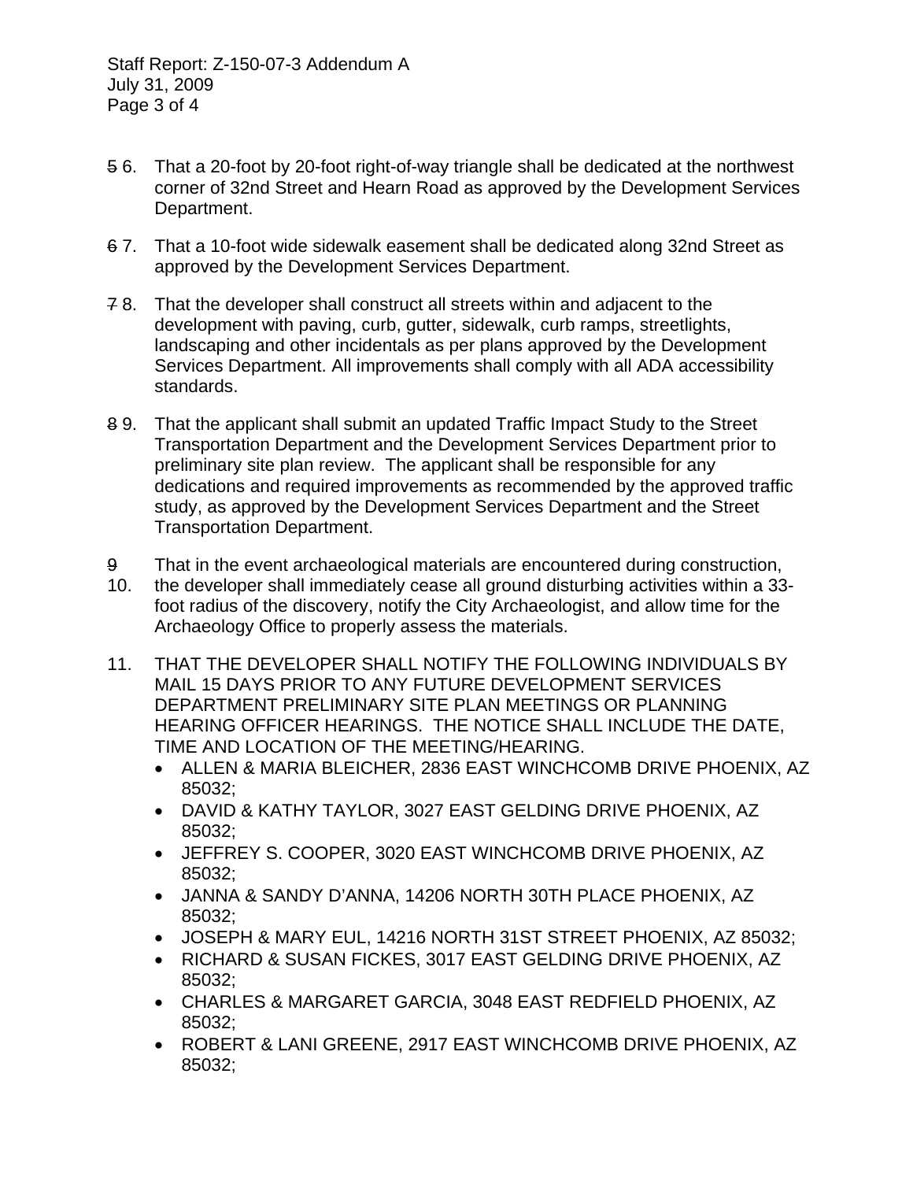~~5~~ 6. That a 20-foot by 20-foot right-of-way triangle shall be dedicated at the northwest corner of 32nd Street and Hearn Road as approved by the Development Services Department.

~~6~~ 7. That a 10-foot wide sidewalk easement shall be dedicated along 32nd Street as approved by the Development Services Department.

~~7~~ 8. That the developer shall construct all streets within and adjacent to the development with paving, curb, gutter, sidewalk, curb ramps, streetlights, landscaping and other incidentals as per plans approved by the Development Services Department. All improvements shall comply with all ADA accessibility standards.

~~8~~ 9. That the applicant shall submit an updated Traffic Impact Study to the Street Transportation Department and the Development Services Department prior to preliminary site plan review. The applicant shall be responsible for any dedications and required improvements as recommended by the approved traffic study, as approved by the Development Services Department and the Street Transportation Department.

~~9~~ 10. That in the event archaeological materials are encountered during construction, the developer shall immediately cease all ground disturbing activities within a 33-foot radius of the discovery, notify the City Archaeologist, and allow time for the Archaeology Office to properly assess the materials.

11. THAT THE DEVELOPER SHALL NOTIFY THE FOLLOWING INDIVIDUALS BY MAIL 15 DAYS PRIOR TO ANY FUTURE DEVELOPMENT SERVICES DEPARTMENT PRELIMINARY SITE PLAN MEETINGS OR PLANNING HEARING OFFICER HEARINGS. THE NOTICE SHALL INCLUDE THE DATE, TIME AND LOCATION OF THE MEETING/HEARING.
    - ALLEN & MARIA BLEICHER, 2836 EAST WINCHCOMB DRIVE PHOENIX, AZ 85032;
    - DAVID & KATHY TAYLOR, 3027 EAST GELDING DRIVE PHOENIX, AZ 85032;
    - JEFFREY S. COOPER, 3020 EAST WINCHCOMB DRIVE PHOENIX, AZ 85032;
    - JANNA & SANDY D'ANNA, 14206 NORTH 30TH PLACE PHOENIX, AZ 85032;
    - JOSEPH & MARY EUL, 14216 NORTH 31ST STREET PHOENIX, AZ 85032;
    - RICHARD & SUSAN FICKES, 3017 EAST GELDING DRIVE PHOENIX, AZ 85032;
    - CHARLES & MARGARET GARCIA, 3048 EAST REDFIELD PHOENIX, AZ 85032;
    - ROBERT & LANI GREENE, 2917 EAST WINCHCOMB DRIVE PHOENIX, AZ 85032;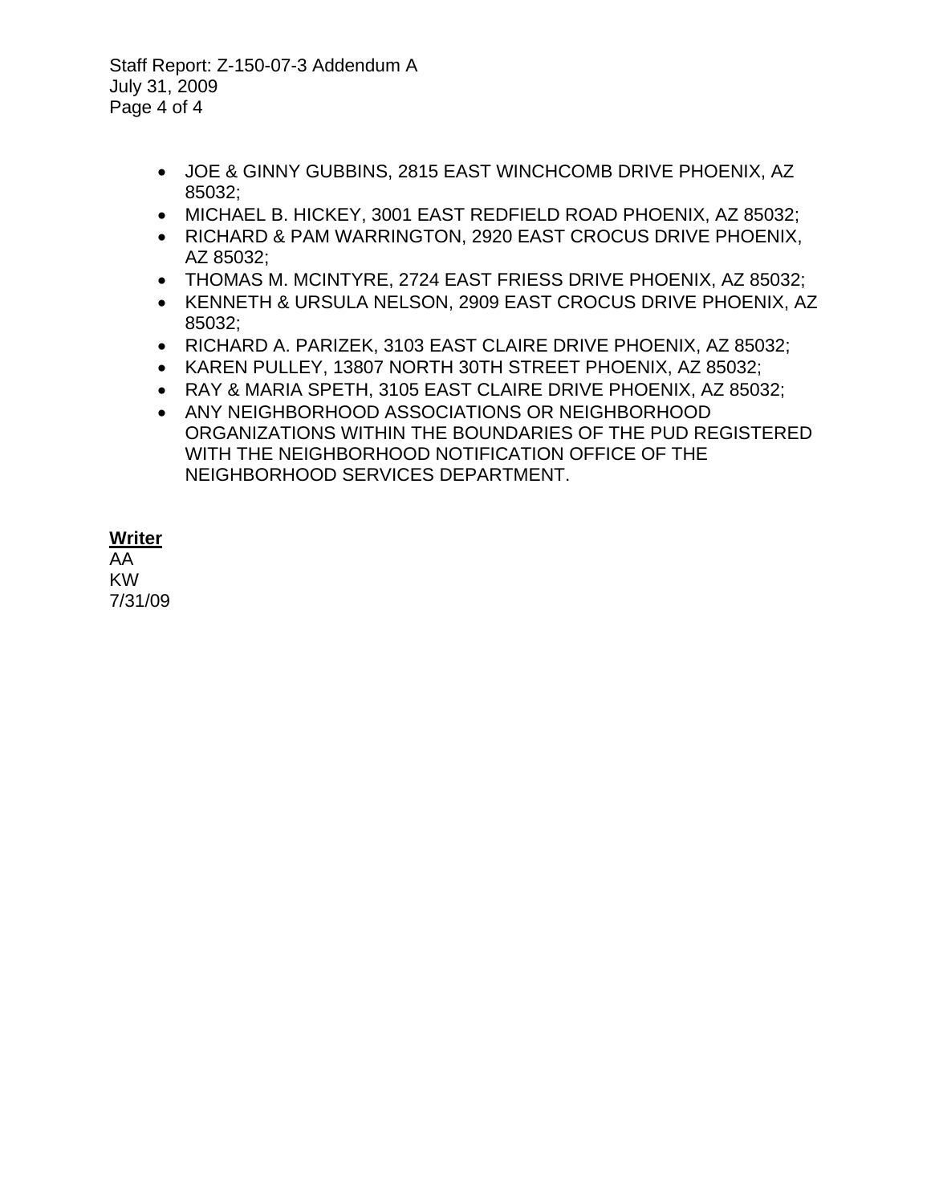- JOE & GINNY GUBBINS, 2815 EAST WINCHCOMB DRIVE PHOENIX, AZ 85032;
- MICHAEL B. HICKEY, 3001 EAST REDFIELD ROAD PHOENIX, AZ 85032;
- RICHARD & PAM WARRINGTON, 2920 EAST CROCUS DRIVE PHOENIX, AZ 85032;
- THOMAS M. MCINTYRE, 2724 EAST FRIESS DRIVE PHOENIX, AZ 85032;
- KENNETH & URSULA NELSON, 2909 EAST CROCUS DRIVE PHOENIX, AZ 85032;
- RICHARD A. PARIZEK, 3103 EAST CLAIRE DRIVE PHOENIX, AZ 85032;
- KAREN PULLEY, 13807 NORTH 30TH STREET PHOENIX, AZ 85032;
- RAY & MARIA SPETH, 3105 EAST CLAIRE DRIVE PHOENIX, AZ 85032;
- ANY NEIGHBORHOOD ASSOCIATIONS OR NEIGHBORHOOD ORGANIZATIONS WITHIN THE BOUNDARIES OF THE PUD REGISTERED WITH THE NEIGHBORHOOD NOTIFICATION OFFICE OF THE NEIGHBORHOOD SERVICES DEPARTMENT.

**Writer**
AA
KW
7/31/09